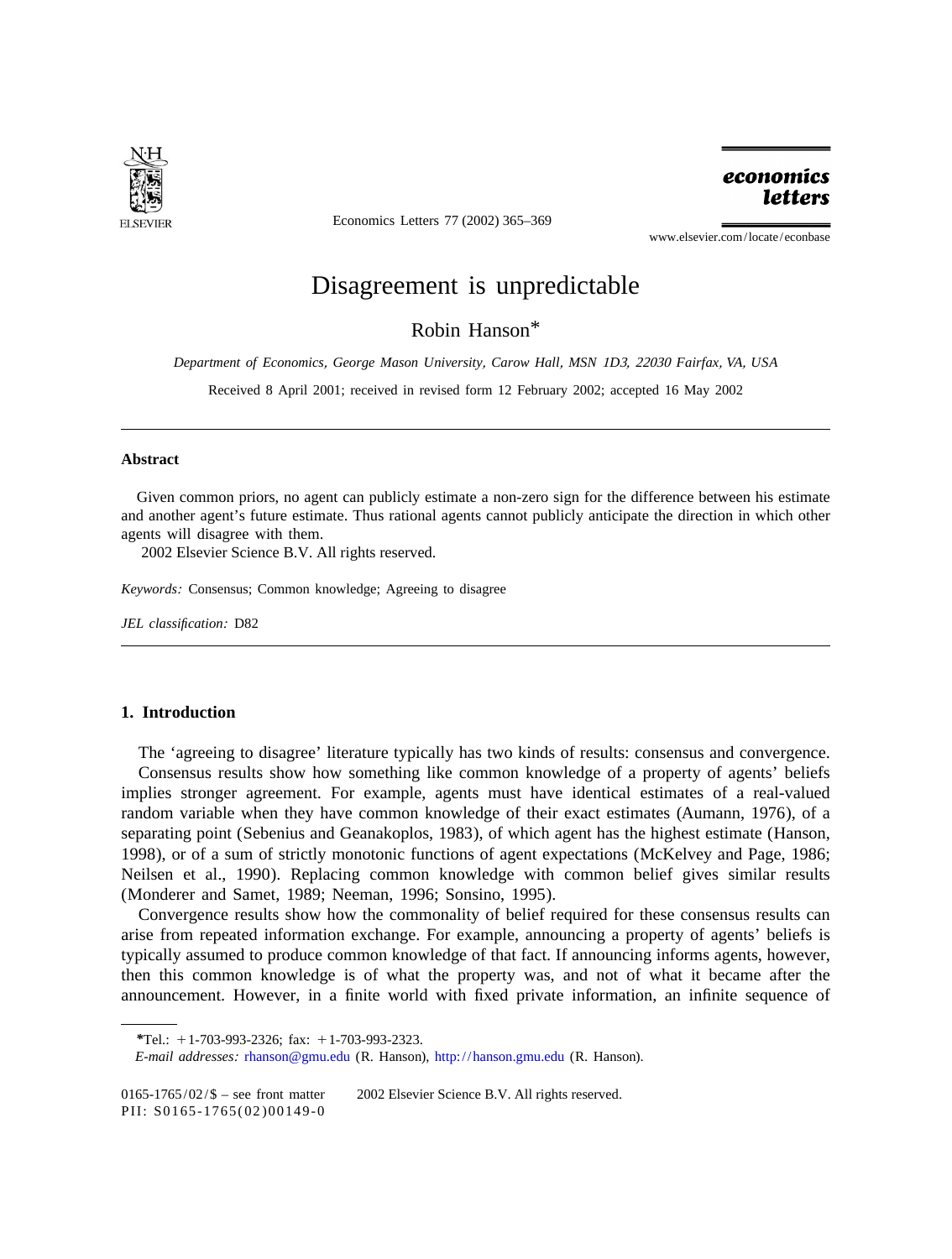# Disagreement is unpredictable

Robin Hanson*

*Department of Economics, George Mason University, Carow Hall, MSN 1D3, 22030 Fairfax, VA, USA*

Received 8 April 2001; received in revised form 12 February 2002; accepted 16 May 2002

---

### Abstract

Given common priors, no agent can publicly estimate a non-zero sign for the difference between his estimate and another agent's future estimate. Thus rational agents cannot publicly anticipate the direction in which other agents will disagree with them.

2002 Elsevier Science B.V. All rights reserved.

*Keywords:* Consensus; Common knowledge; Agreeing to disagree

*JEL classification:* D82

---

## 1. Introduction

The 'agreeing to disagree' literature typically has two kinds of results: consensus and convergence.

Consensus results show how something like common knowledge of a property of agents' beliefs implies stronger agreement. For example, agents must have identical estimates of a real-valued random variable when they have common knowledge of their exact estimates (Aumann, 1976), of a separating point (Sebenius and Geanakoplos, 1983), of which agent has the highest estimate (Hanson, 1998), or of a sum of strictly monotonic functions of agent expectations (McKelvey and Page, 1986; Neilsen et al., 1990). Replacing common knowledge with common belief gives similar results (Monderer and Samet, 1989; Neeman, 1996; Sonsino, 1995).

Convergence results show how the commonality of belief required for these consensus results can arise from repeated information exchange. For example, announcing a property of agents' beliefs is typically assumed to produce common knowledge of that fact. If announcing informs agents, however, then this common knowledge is of what the property was, and not of what it became after the announcement. However, in a finite world with fixed private information, an infinite sequence of

---

*Tel.: +1-703-993-2326; fax: +1-703-993-2323.

*E-mail addresses:* rhanson@gmu.edu (R. Hanson), http://hanson.gmu.edu (R. Hanson).

0165-1765/02/$ – see front matter 2002 Elsevier Science B.V. All rights reserved.
PII: S0165-1765(02)00149-0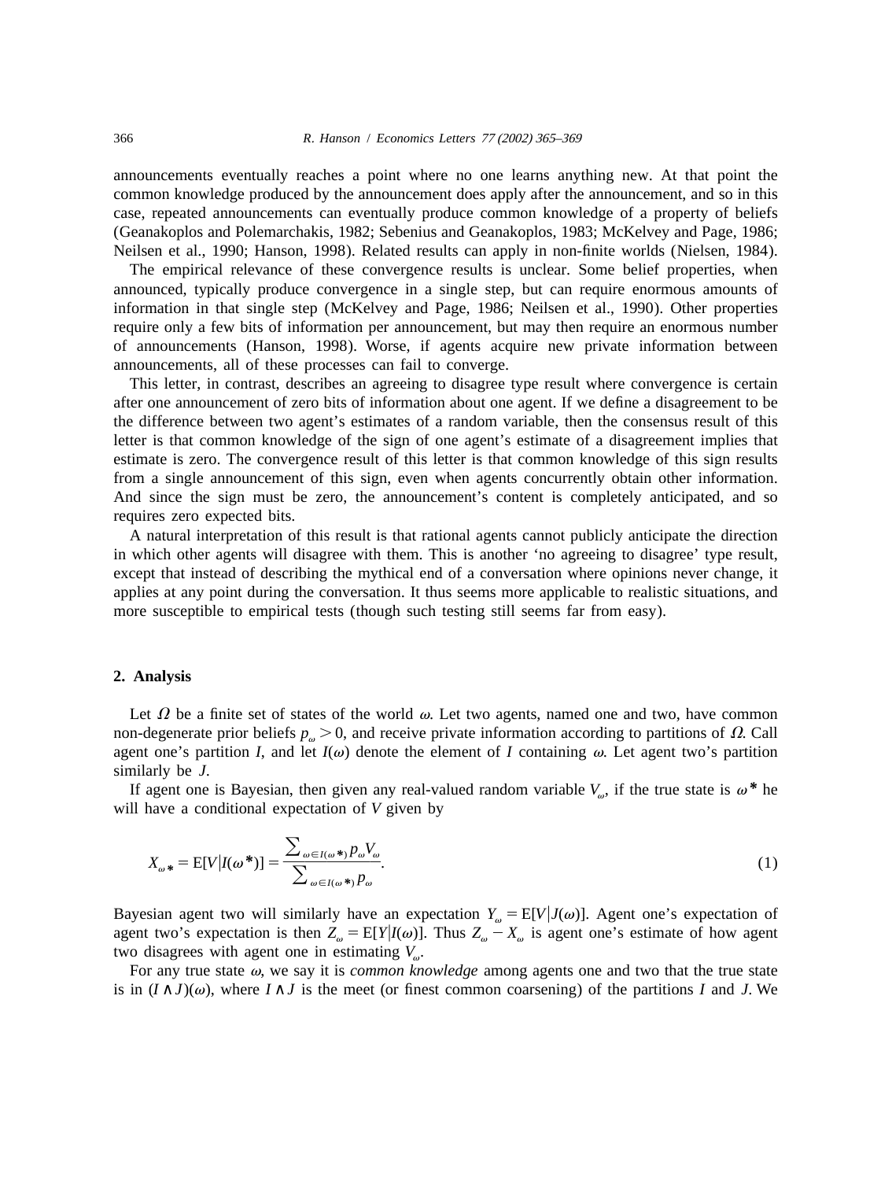announcements eventually reaches a point where no one learns anything new. At that point the common knowledge produced by the announcement does apply after the announcement, and so in this case, repeated announcements can eventually produce common knowledge of a property of beliefs (Geanakoplos and Polemarchakis, 1982; Sebenius and Geanakoplos, 1983; McKelvey and Page, 1986; Neilsen et al., 1990; Hanson, 1998). Related results can apply in non-finite worlds (Nielsen, 1984).

The empirical relevance of these convergence results is unclear. Some belief properties, when announced, typically produce convergence in a single step, but can require enormous amounts of information in that single step (McKelvey and Page, 1986; Neilsen et al., 1990). Other properties require only a few bits of information per announcement, but may then require an enormous number of announcements (Hanson, 1998). Worse, if agents acquire new private information between announcements, all of these processes can fail to converge.

This letter, in contrast, describes an agreeing to disagree type result where convergence is certain after one announcement of zero bits of information about one agent. If we define a disagreement to be the difference between two agent's estimates of a random variable, then the consensus result of this letter is that common knowledge of the sign of one agent's estimate of a disagreement implies that estimate is zero. The convergence result of this letter is that common knowledge of this sign results from a single announcement of this sign, even when agents concurrently obtain other information. And since the sign must be zero, the announcement's content is completely anticipated, and so requires zero expected bits.

A natural interpretation of this result is that rational agents cannot publicly anticipate the direction in which other agents will disagree with them. This is another 'no agreeing to disagree' type result, except that instead of describing the mythical end of a conversation where opinions never change, it applies at any point during the conversation. It thus seems more applicable to realistic situations, and more susceptible to empirical tests (though such testing still seems far from easy).

## 2. Analysis

Let $\Omega$ be a finite set of states of the world $\omega$. Let two agents, named one and two, have common non-degenerate prior beliefs $p_\omega > 0$, and receive private information according to partitions of $\Omega$. Call agent one's partition $I$, and let $I(\omega)$ denote the element of $I$ containing $\omega$. Let agent two's partition similarly be $J$.

If agent one is Bayesian, then given any real-valued random variable $V_\omega$, if the true state is $\omega^*$ he will have a conditional expectation of $V$ given by

$$X_{\omega^*} = \mathrm{E}[V|I(\omega^*)] = \frac{\sum_{\omega \in I(\omega^*)} p_\omega V_\omega}{\sum_{\omega \in I(\omega^*)} p_\omega}. \tag{1}$$

Bayesian agent two will similarly have an expectation $Y_\omega = \mathrm{E}[V|J(\omega)]$. Agent one's expectation of agent two's expectation is then $Z_\omega = \mathrm{E}[Y|I(\omega)]$. Thus $Z_\omega - X_\omega$ is agent one's estimate of how agent two disagrees with agent one in estimating $V_\omega$.

For any true state $\omega$, we say it is *common knowledge* among agents one and two that the true state is in $(I \wedge J)(\omega)$, where $I \wedge J$ is the meet (or finest common coarsening) of the partitions $I$ and $J$. We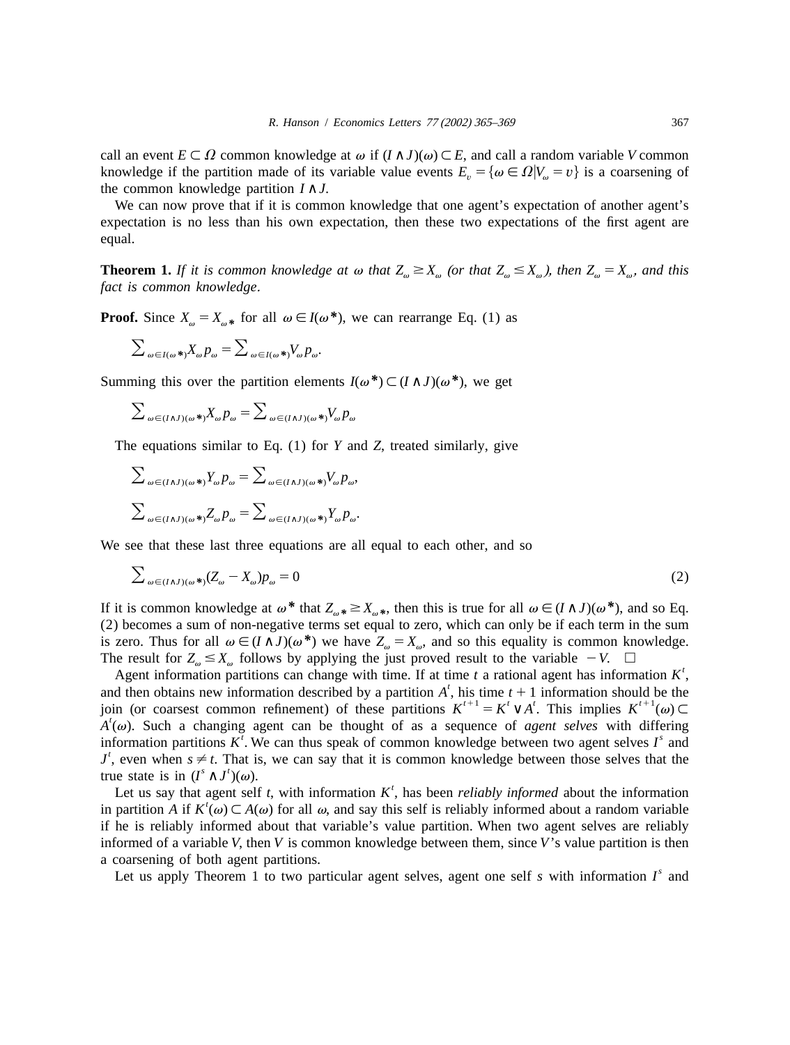call an event $E \subset \Omega$ common knowledge at $\omega$ if $(I \wedge J)(\omega) \subset E$, and call a random variable $V$ common knowledge if the partition made of its variable value events $E_v = \{\omega \in \Omega | V_\omega = v\}$ is a coarsening of the common knowledge partition $I \wedge J$.

We can now prove that if it is common knowledge that one agent's expectation of another agent's expectation is no less than his own expectation, then these two expectations of the first agent are equal.

**Theorem 1.** *If it is common knowledge at $\omega$ that $Z_\omega \geq X_\omega$ (or that $Z_\omega \leq X_\omega$), then $Z_\omega = X_\omega$, and this fact is common knowledge.*

**Proof.** Since $X_\omega = X_{\omega*}$ for all $\omega \in I(\omega*)$, we can rearrange Eq. (1) as

$$\sum\nolimits_{\omega \in I(\omega*)} X_\omega p_\omega = \sum\nolimits_{\omega \in I(\omega*)} V_\omega p_\omega.$$

Summing this over the partition elements $I(\omega*) \subset (I \wedge J)(\omega*)$, we get

$$\sum\nolimits_{\omega \in (I \wedge J)(\omega*)} X_\omega p_\omega = \sum\nolimits_{\omega \in (I \wedge J)(\omega*)} V_\omega p_\omega$$

The equations similar to Eq. (1) for $Y$ and $Z$, treated similarly, give

$$\sum\nolimits_{\omega \in (I \wedge J)(\omega*)} Y_\omega p_\omega = \sum\nolimits_{\omega \in (I \wedge J)(\omega*)} V_\omega p_\omega,$$

$$\sum\nolimits_{\omega \in (I \wedge J)(\omega*)} Z_\omega p_\omega = \sum\nolimits_{\omega \in (I \wedge J)(\omega*)} Y_\omega p_\omega.$$

We see that these last three equations are all equal to each other, and so

$$\sum\nolimits_{\omega \in (I \wedge J)(\omega*)} (Z_\omega - X_\omega) p_\omega = 0 \tag{2}$$

If it is common knowledge at $\omega*$ that $Z_{\omega*} \geq X_{\omega*}$, then this is true for all $\omega \in (I \wedge J)(\omega*)$, and so Eq. (2) becomes a sum of non-negative terms set equal to zero, which can only be if each term in the sum is zero. Thus for all $\omega \in (I \wedge J)(\omega*)$ we have $Z_\omega = X_\omega$, and so this equality is common knowledge. The result for $Z_\omega \leq X_\omega$ follows by applying the just proved result to the variable $-V$. $\square$

Agent information partitions can change with time. If at time $t$ a rational agent has information $K^t$, and then obtains new information described by a partition $A^t$, his time $t+1$ information should be the join (or coarsest common refinement) of these partitions $K^{t+1} = K^t \vee A^t$. This implies $K^{t+1}(\omega) \subset A^t(\omega)$. Such a changing agent can be thought of as a sequence of *agent selves* with differing information partitions $K^t$. We can thus speak of common knowledge between two agent selves $I^s$ and $J^t$, even when $s \neq t$. That is, we can say that it is common knowledge between those selves that the true state is in $(I^s \wedge J^t)(\omega)$.

Let us say that agent self $t$, with information $K^t$, has been *reliably informed* about the information in partition $A$ if $K^t(\omega) \subset A(\omega)$ for all $\omega$, and say this self is reliably informed about a random variable if he is reliably informed about that variable's value partition. When two agent selves are reliably informed of a variable $V$, then $V$ is common knowledge between them, since $V$'s value partition is then a coarsening of both agent partitions.

Let us apply Theorem 1 to two particular agent selves, agent one self $s$ with information $I^s$ and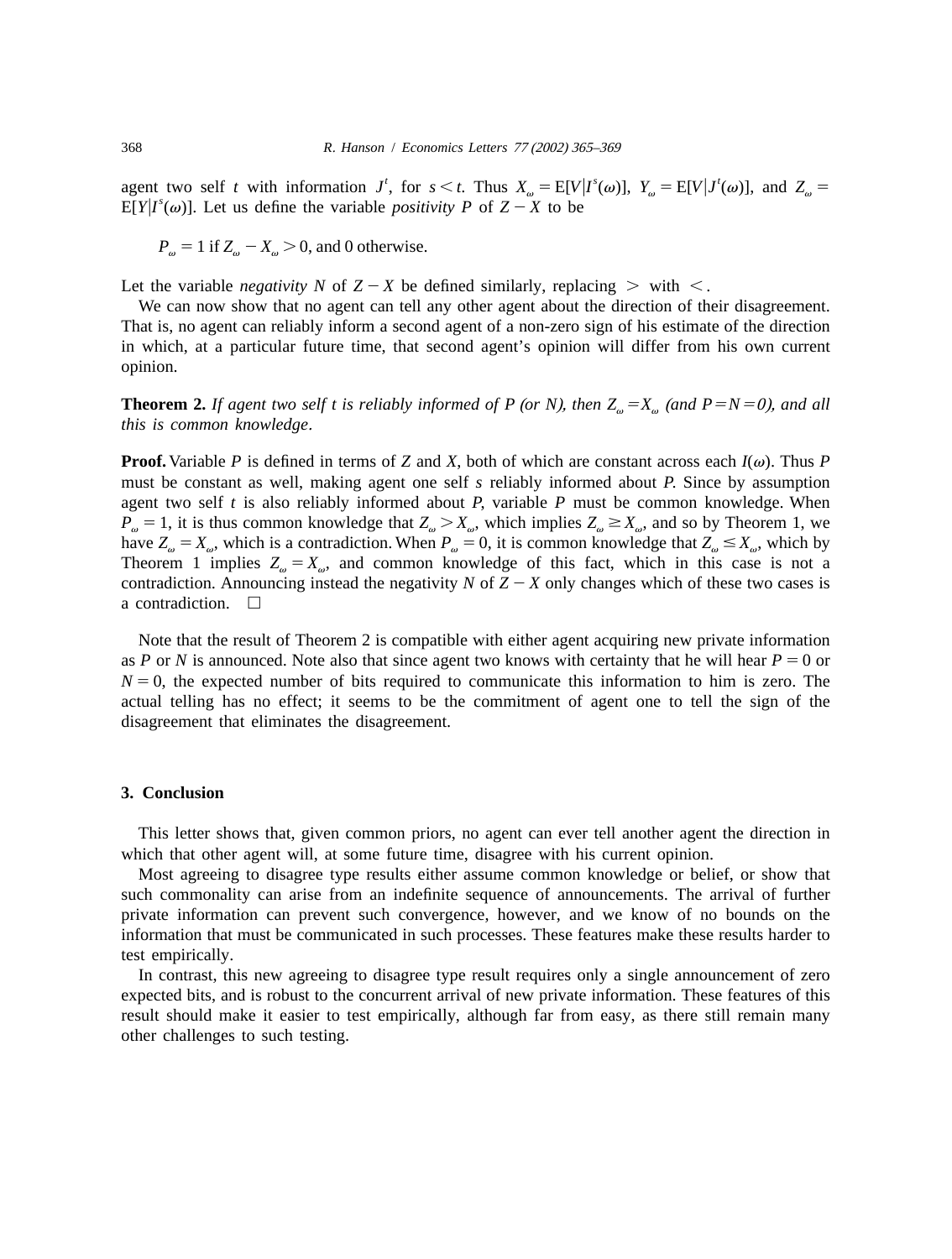agent two self $t$ with information $J^t$, for $s < t$. Thus $X_\omega = \mathrm{E}[V|I^s(\omega)]$, $Y_\omega = \mathrm{E}[V|J^t(\omega)]$, and $Z_\omega = \mathrm{E}[Y|I^s(\omega)]$. Let us define the variable *positivity* $P$ of $Z - X$ to be

$$P_\omega = 1 \text{ if } Z_\omega - X_\omega > 0, \text{ and } 0 \text{ otherwise.}$$

Let the variable *negativity* $N$ of $Z - X$ be defined similarly, replacing $>$ with $<$.

We can now show that no agent can tell any other agent about the direction of their disagreement. That is, no agent can reliably inform a second agent of a non-zero sign of his estimate of the direction in which, at a particular future time, that second agent's opinion will differ from his own current opinion.

**Theorem 2.** *If agent two self $t$ is reliably informed of $P$ (or $N$), then $Z_\omega = X_\omega$ (and $P = N = 0$), and all this is common knowledge.*

**Proof.** Variable $P$ is defined in terms of $Z$ and $X$, both of which are constant across each $I(\omega)$. Thus $P$ must be constant as well, making agent one self $s$ reliably informed about $P$. Since by assumption agent two self $t$ is also reliably informed about $P$, variable $P$ must be common knowledge. When $P_\omega = 1$, it is thus common knowledge that $Z_\omega > X_\omega$, which implies $Z_\omega \geq X_\omega$, and so by Theorem 1, we have $Z_\omega = X_\omega$, which is a contradiction. When $P_\omega = 0$, it is common knowledge that $Z_\omega \leq X_\omega$, which by Theorem 1 implies $Z_\omega = X_\omega$, and common knowledge of this fact, which in this case is not a contradiction. Announcing instead the negativity $N$ of $Z - X$ only changes which of these two cases is a contradiction. □

Note that the result of Theorem 2 is compatible with either agent acquiring new private information as $P$ or $N$ is announced. Note also that since agent two knows with certainty that he will hear $P = 0$ or $N = 0$, the expected number of bits required to communicate this information to him is zero. The actual telling has no effect; it seems to be the commitment of agent one to tell the sign of the disagreement that eliminates the disagreement.

## 3. Conclusion

This letter shows that, given common priors, no agent can ever tell another agent the direction in which that other agent will, at some future time, disagree with his current opinion.

Most agreeing to disagree type results either assume common knowledge or belief, or show that such commonality can arise from an indefinite sequence of announcements. The arrival of further private information can prevent such convergence, however, and we know of no bounds on the information that must be communicated in such processes. These features make these results harder to test empirically.

In contrast, this new agreeing to disagree type result requires only a single announcement of zero expected bits, and is robust to the concurrent arrival of new private information. These features of this result should make it easier to test empirically, although far from easy, as there still remain many other challenges to such testing.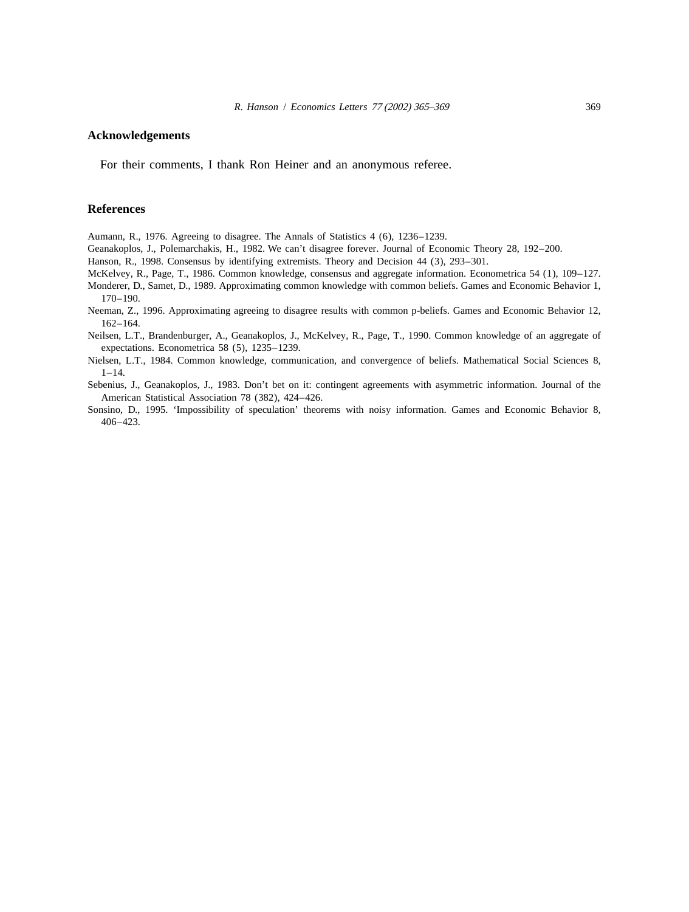## Acknowledgements

For their comments, I thank Ron Heiner and an anonymous referee.

## References

Aumann, R., 1976. Agreeing to disagree. The Annals of Statistics 4 (6), 1236–1239.

Geanakoplos, J., Polemarchakis, H., 1982. We can't disagree forever. Journal of Economic Theory 28, 192–200.

Hanson, R., 1998. Consensus by identifying extremists. Theory and Decision 44 (3), 293–301.

McKelvey, R., Page, T., 1986. Common knowledge, consensus and aggregate information. Econometrica 54 (1), 109–127.

Monderer, D., Samet, D., 1989. Approximating common knowledge with common beliefs. Games and Economic Behavior 1, 170–190.

Neeman, Z., 1996. Approximating agreeing to disagree results with common p-beliefs. Games and Economic Behavior 12, 162–164.

Neilsen, L.T., Brandenburger, A., Geanakoplos, J., McKelvey, R., Page, T., 1990. Common knowledge of an aggregate of expectations. Econometrica 58 (5), 1235–1239.

Nielsen, L.T., 1984. Common knowledge, communication, and convergence of beliefs. Mathematical Social Sciences 8, 1–14.

Sebenius, J., Geanakoplos, J., 1983. Don't bet on it: contingent agreements with asymmetric information. Journal of the American Statistical Association 78 (382), 424–426.

Sonsino, D., 1995. 'Impossibility of speculation' theorems with noisy information. Games and Economic Behavior 8, 406–423.